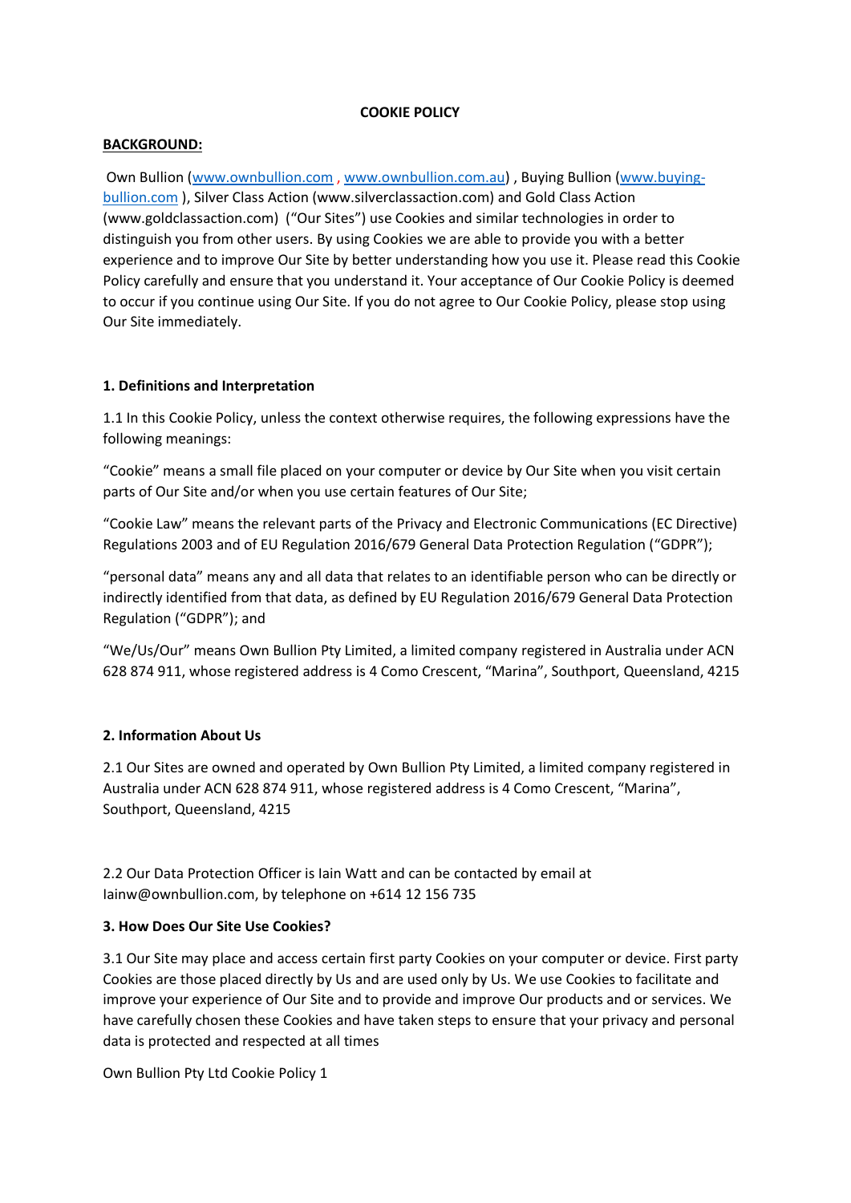**COOKIE POLICY**

**BACKGROUND:**

Own Bullion (www.ownbullion.com , www.ownbullion.com.au) , Buying Bullion (www.buying-bullion.com ), Silver Class Action (www.silverclassaction.com) and Gold Class Action (www.goldclassaction.com) ("Our Sites") use Cookies and similar technologies in order to distinguish you from other users. By using Cookies we are able to provide you with a better experience and to improve Our Site by better understanding how you use it. Please read this Cookie Policy carefully and ensure that you understand it. Your acceptance of Our Cookie Policy is deemed to occur if you continue using Our Site. If you do not agree to Our Cookie Policy, please stop using Our Site immediately.

**1. Definitions and Interpretation**

1.1 In this Cookie Policy, unless the context otherwise requires, the following expressions have the following meanings:

"Cookie" means a small file placed on your computer or device by Our Site when you visit certain parts of Our Site and/or when you use certain features of Our Site;

"Cookie Law" means the relevant parts of the Privacy and Electronic Communications (EC Directive) Regulations 2003 and of EU Regulation 2016/679 General Data Protection Regulation ("GDPR");

"personal data" means any and all data that relates to an identifiable person who can be directly or indirectly identified from that data, as defined by EU Regulation 2016/679 General Data Protection Regulation ("GDPR"); and

"We/Us/Our" means Own Bullion Pty Limited, a limited company registered in Australia under ACN 628 874 911, whose registered address is 4 Como Crescent, "Marina", Southport, Queensland, 4215

**2. Information About Us**

2.1 Our Sites are owned and operated by Own Bullion Pty Limited, a limited company registered in Australia under ACN 628 874 911, whose registered address is 4 Como Crescent, "Marina", Southport, Queensland, 4215

2.2 Our Data Protection Officer is Iain Watt and can be contacted by email at Iainw@ownbullion.com, by telephone on +614 12 156 735

**3. How Does Our Site Use Cookies?**

3.1 Our Site may place and access certain first party Cookies on your computer or device. First party Cookies are those placed directly by Us and are used only by Us. We use Cookies to facilitate and improve your experience of Our Site and to provide and improve Our products and or services. We have carefully chosen these Cookies and have taken steps to ensure that your privacy and personal data is protected and respected at all times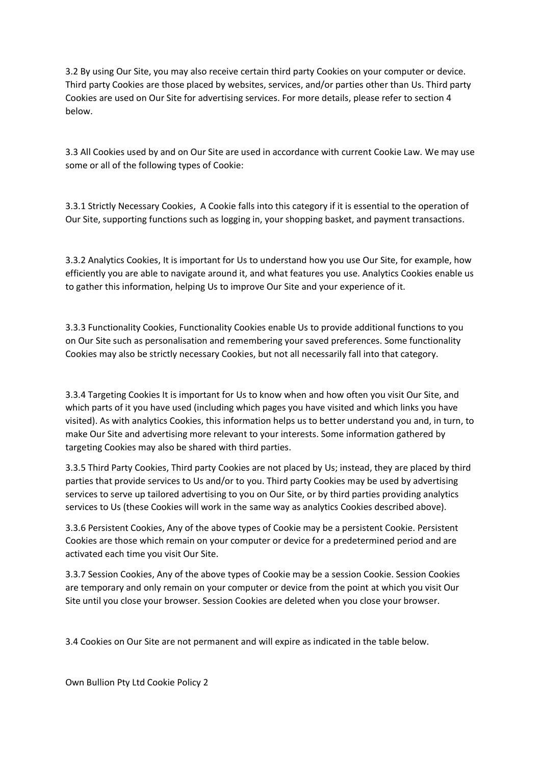3.2 By using Our Site, you may also receive certain third party Cookies on your computer or device. Third party Cookies are those placed by websites, services, and/or parties other than Us. Third party Cookies are used on Our Site for advertising services. For more details, please refer to section 4 below.

3.3 All Cookies used by and on Our Site are used in accordance with current Cookie Law. We may use some or all of the following types of Cookie:

3.3.1 Strictly Necessary Cookies, A Cookie falls into this category if it is essential to the operation of Our Site, supporting functions such as logging in, your shopping basket, and payment transactions.

3.3.2 Analytics Cookies, It is important for Us to understand how you use Our Site, for example, how efficiently you are able to navigate around it, and what features you use. Analytics Cookies enable us to gather this information, helping Us to improve Our Site and your experience of it.

3.3.3 Functionality Cookies, Functionality Cookies enable Us to provide additional functions to you on Our Site such as personalisation and remembering your saved preferences. Some functionality Cookies may also be strictly necessary Cookies, but not all necessarily fall into that category.

3.3.4 Targeting Cookies It is important for Us to know when and how often you visit Our Site, and which parts of it you have used (including which pages you have visited and which links you have visited). As with analytics Cookies, this information helps us to better understand you and, in turn, to make Our Site and advertising more relevant to your interests. Some information gathered by targeting Cookies may also be shared with third parties.

3.3.5 Third Party Cookies, Third party Cookies are not placed by Us; instead, they are placed by third parties that provide services to Us and/or to you. Third party Cookies may be used by advertising services to serve up tailored advertising to you on Our Site, or by third parties providing analytics services to Us (these Cookies will work in the same way as analytics Cookies described above).

3.3.6 Persistent Cookies, Any of the above types of Cookie may be a persistent Cookie. Persistent Cookies are those which remain on your computer or device for a predetermined period and are activated each time you visit Our Site.

3.3.7 Session Cookies, Any of the above types of Cookie may be a session Cookie. Session Cookies are temporary and only remain on your computer or device from the point at which you visit Our Site until you close your browser. Session Cookies are deleted when you close your browser.

3.4 Cookies on Our Site are not permanent and will expire as indicated in the table below.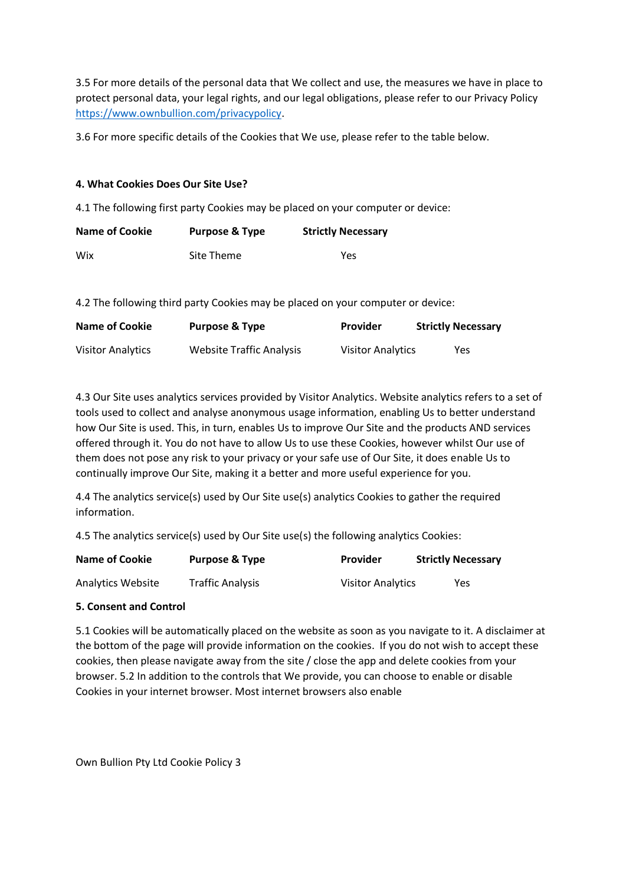3.5 For more details of the personal data that We collect and use, the measures we have in place to protect personal data, your legal rights, and our legal obligations, please refer to our Privacy Policy https://www.ownbullion.com/privacypolicy.

3.6 For more specific details of the Cookies that We use, please refer to the table below.

**4. What Cookies Does Our Site Use?**

4.1 The following first party Cookies may be placed on your computer or device:

| Name of Cookie | Purpose & Type | Strictly Necessary |
|---|---|---|
| Wix | Site Theme | Yes |

4.2 The following third party Cookies may be placed on your computer or device:

| Name of Cookie | Purpose & Type | Provider | Strictly Necessary |
|---|---|---|---|
| Visitor Analytics | Website Traffic Analysis | Visitor Analytics | Yes |

4.3 Our Site uses analytics services provided by Visitor Analytics. Website analytics refers to a set of tools used to collect and analyse anonymous usage information, enabling Us to better understand how Our Site is used. This, in turn, enables Us to improve Our Site and the products AND services offered through it. You do not have to allow Us to use these Cookies, however whilst Our use of them does not pose any risk to your privacy or your safe use of Our Site, it does enable Us to continually improve Our Site, making it a better and more useful experience for you.

4.4 The analytics service(s) used by Our Site use(s) analytics Cookies to gather the required information.

4.5 The analytics service(s) used by Our Site use(s) the following analytics Cookies:

| Name of Cookie | Purpose & Type | Provider | Strictly Necessary |
|---|---|---|---|
| Analytics Website | Traffic Analysis | Visitor Analytics | Yes |

**5. Consent and Control**

5.1 Cookies will be automatically placed on the website as soon as you navigate to it. A disclaimer at the bottom of the page will provide information on the cookies. If you do not wish to accept these cookies, then please navigate away from the site / close the app and delete cookies from your browser. 5.2 In addition to the controls that We provide, you can choose to enable or disable Cookies in your internet browser. Most internet browsers also enable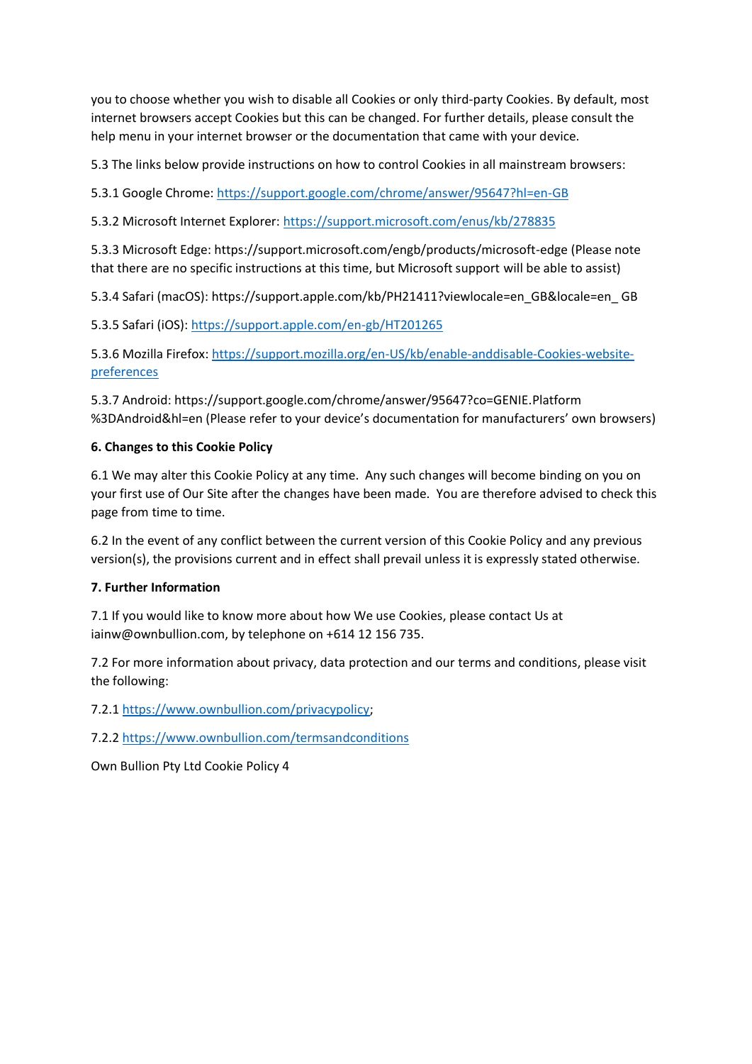you to choose whether you wish to disable all Cookies or only third-party Cookies. By default, most internet browsers accept Cookies but this can be changed. For further details, please consult the help menu in your internet browser or the documentation that came with your device.

5.3 The links below provide instructions on how to control Cookies in all mainstream browsers:

5.3.1 Google Chrome: [https://support.google.com/chrome/answer/95647?hl=en-GB](https://support.google.com/chrome/answer/95647?hl=en-GB)

5.3.2 Microsoft Internet Explorer: [https://support.microsoft.com/enus/kb/278835](https://support.microsoft.com/enus/kb/278835)

5.3.3 Microsoft Edge: https://support.microsoft.com/engb/products/microsoft-edge (Please note that there are no specific instructions at this time, but Microsoft support will be able to assist)

5.3.4 Safari (macOS): https://support.apple.com/kb/PH21411?viewlocale=en_GB&locale=en_ GB

5.3.5 Safari (iOS): [https://support.apple.com/en-gb/HT201265](https://support.apple.com/en-gb/HT201265)

5.3.6 Mozilla Firefox: [https://support.mozilla.org/en-US/kb/enable-anddisable-Cookies-website-preferences](https://support.mozilla.org/en-US/kb/enable-anddisable-Cookies-website-preferences)

5.3.7 Android: https://support.google.com/chrome/answer/95647?co=GENIE.Platform %3DAndroid&hl=en (Please refer to your device's documentation for manufacturers' own browsers)

**6. Changes to this Cookie Policy**

6.1 We may alter this Cookie Policy at any time. Any such changes will become binding on you on your first use of Our Site after the changes have been made. You are therefore advised to check this page from time to time.

6.2 In the event of any conflict between the current version of this Cookie Policy and any previous version(s), the provisions current and in effect shall prevail unless it is expressly stated otherwise.

**7. Further Information**

7.1 If you would like to know more about how We use Cookies, please contact Us at iainw@ownbullion.com, by telephone on +614 12 156 735.

7.2 For more information about privacy, data protection and our terms and conditions, please visit the following:

7.2.1 [https://www.ownbullion.com/privacypolicy](https://www.ownbullion.com/privacypolicy);

7.2.2 [https://www.ownbullion.com/termsandconditions](https://www.ownbullion.com/termsandconditions)

Own Bullion Pty Ltd Cookie Policy 4